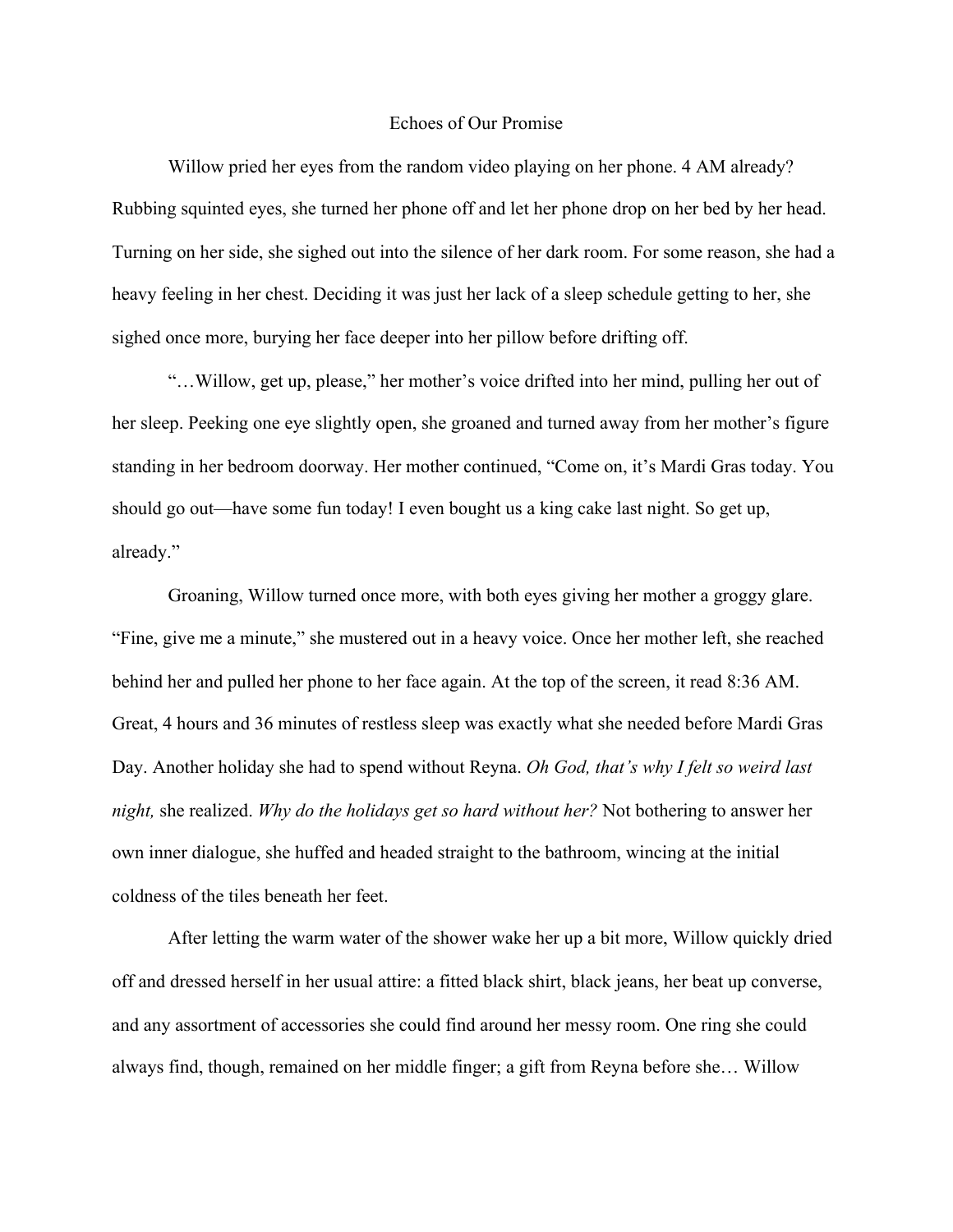# Echoes of Our Promise

Willow pried her eyes from the random video playing on her phone. 4 AM already? Rubbing squinted eyes, she turned her phone off and let her phone drop on her bed by her head. Turning on her side, she sighed out into the silence of her dark room. For some reason, she had a heavy feeling in her chest. Deciding it was just her lack of a sleep schedule getting to her, she sighed once more, burying her face deeper into her pillow before drifting off.

"…Willow, get up, please," her mother's voice drifted into her mind, pulling her out of her sleep. Peeking one eye slightly open, she groaned and turned away from her mother's figure standing in her bedroom doorway. Her mother continued, "Come on, it's Mardi Gras today. You should go out—have some fun today! I even bought us a king cake last night. So get up, already."

Groaning, Willow turned once more, with both eyes giving her mother a groggy glare. "Fine, give me a minute," she mustered out in a heavy voice. Once her mother left, she reached behind her and pulled her phone to her face again. At the top of the screen, it read 8:36 AM. Great, 4 hours and 36 minutes of restless sleep was exactly what she needed before Mardi Gras Day. Another holiday she had to spend without Reyna. *Oh God, that's why I felt so weird last night,* she realized. *Why do the holidays get so hard without her?* Not bothering to answer her own inner dialogue, she huffed and headed straight to the bathroom, wincing at the initial coldness of the tiles beneath her feet.

After letting the warm water of the shower wake her up a bit more, Willow quickly dried off and dressed herself in her usual attire: a fitted black shirt, black jeans, her beat up converse, and any assortment of accessories she could find around her messy room. One ring she could always find, though, remained on her middle finger; a gift from Reyna before she… Willow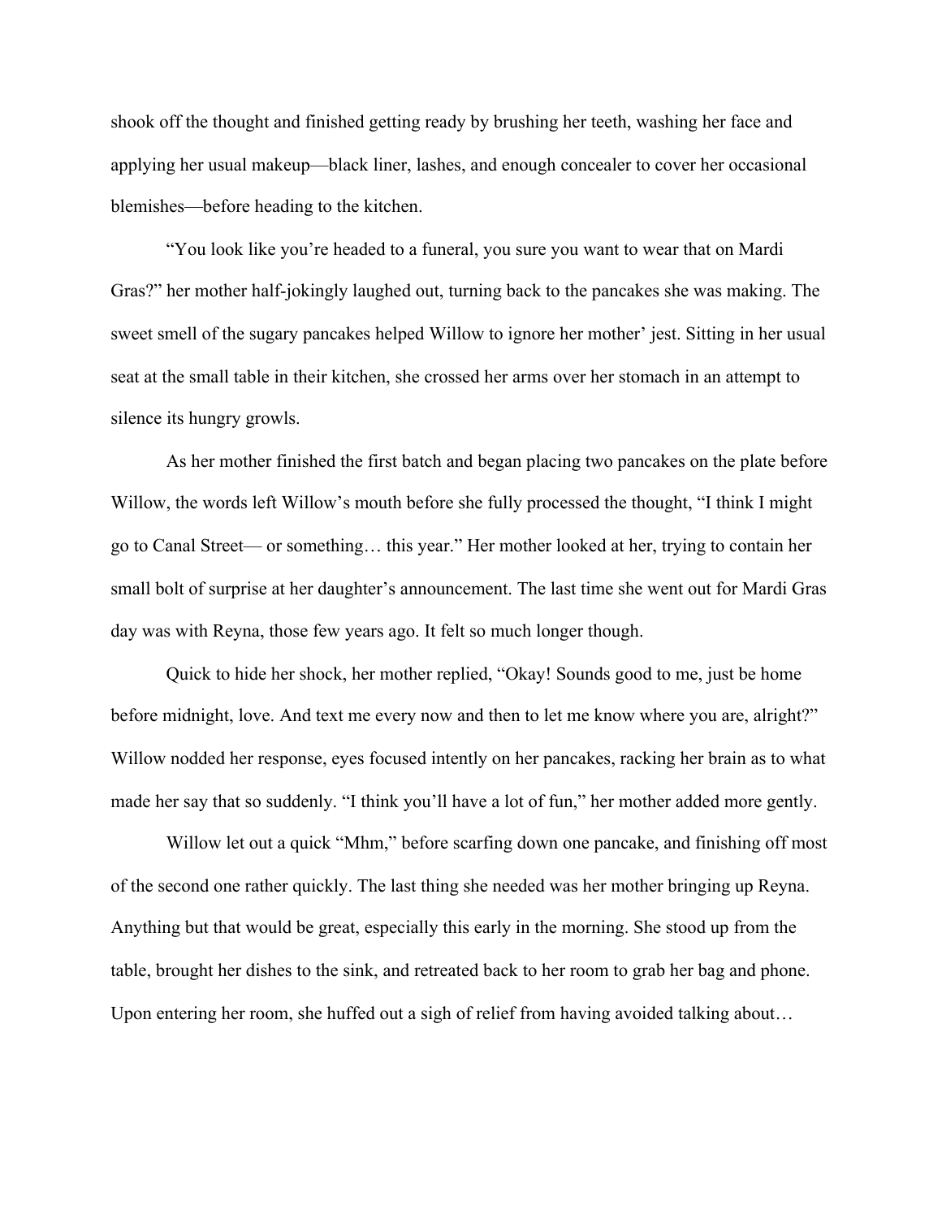shook off the thought and finished getting ready by brushing her teeth, washing her face and applying her usual makeup—black liner, lashes, and enough concealer to cover her occasional blemishes—before heading to the kitchen.

"You look like you're headed to a funeral, you sure you want to wear that on Mardi Gras?" her mother half-jokingly laughed out, turning back to the pancakes she was making. The sweet smell of the sugary pancakes helped Willow to ignore her mother' jest. Sitting in her usual seat at the small table in their kitchen, she crossed her arms over her stomach in an attempt to silence its hungry growls.

As her mother finished the first batch and began placing two pancakes on the plate before Willow, the words left Willow's mouth before she fully processed the thought, "I think I might go to Canal Street— or something… this year." Her mother looked at her, trying to contain her small bolt of surprise at her daughter's announcement. The last time she went out for Mardi Gras day was with Reyna, those few years ago. It felt so much longer though.

Quick to hide her shock, her mother replied, "Okay! Sounds good to me, just be home before midnight, love. And text me every now and then to let me know where you are, alright?" Willow nodded her response, eyes focused intently on her pancakes, racking her brain as to what made her say that so suddenly. "I think you'll have a lot of fun," her mother added more gently.

Willow let out a quick "Mhm," before scarfing down one pancake, and finishing off most of the second one rather quickly. The last thing she needed was her mother bringing up Reyna. Anything but that would be great, especially this early in the morning. She stood up from the table, brought her dishes to the sink, and retreated back to her room to grab her bag and phone. Upon entering her room, she huffed out a sigh of relief from having avoided talking about…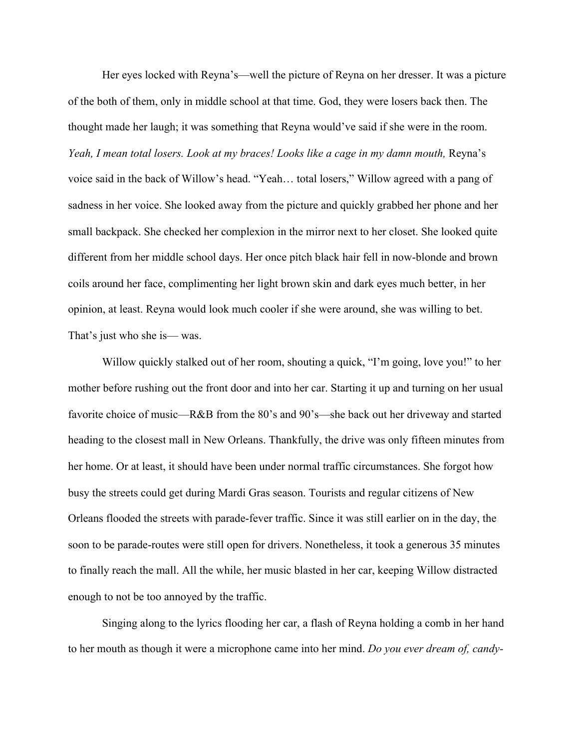Her eyes locked with Reyna's—well the picture of Reyna on her dresser. It was a picture of the both of them, only in middle school at that time. God, they were losers back then. The thought made her laugh; it was something that Reyna would've said if she were in the room. *Yeah, I mean total losers. Look at my braces! Looks like a cage in my damn mouth,* Reyna's voice said in the back of Willow's head. "Yeah… total losers," Willow agreed with a pang of sadness in her voice. She looked away from the picture and quickly grabbed her phone and her small backpack. She checked her complexion in the mirror next to her closet. She looked quite different from her middle school days. Her once pitch black hair fell in now-blonde and brown coils around her face, complimenting her light brown skin and dark eyes much better, in her opinion, at least. Reyna would look much cooler if she were around, she was willing to bet. That's just who she is— was.

Willow quickly stalked out of her room, shouting a quick, "I'm going, love you!" to her mother before rushing out the front door and into her car. Starting it up and turning on her usual favorite choice of music—R&B from the 80's and 90's—she back out her driveway and started heading to the closest mall in New Orleans. Thankfully, the drive was only fifteen minutes from her home. Or at least, it should have been under normal traffic circumstances. She forgot how busy the streets could get during Mardi Gras season. Tourists and regular citizens of New Orleans flooded the streets with parade-fever traffic. Since it was still earlier on in the day, the soon to be parade-routes were still open for drivers. Nonetheless, it took a generous 35 minutes to finally reach the mall. All the while, her music blasted in her car, keeping Willow distracted enough to not be too annoyed by the traffic.

Singing along to the lyrics flooding her car, a flash of Reyna holding a comb in her hand to her mouth as though it were a microphone came into her mind. *Do you ever dream of, candy-*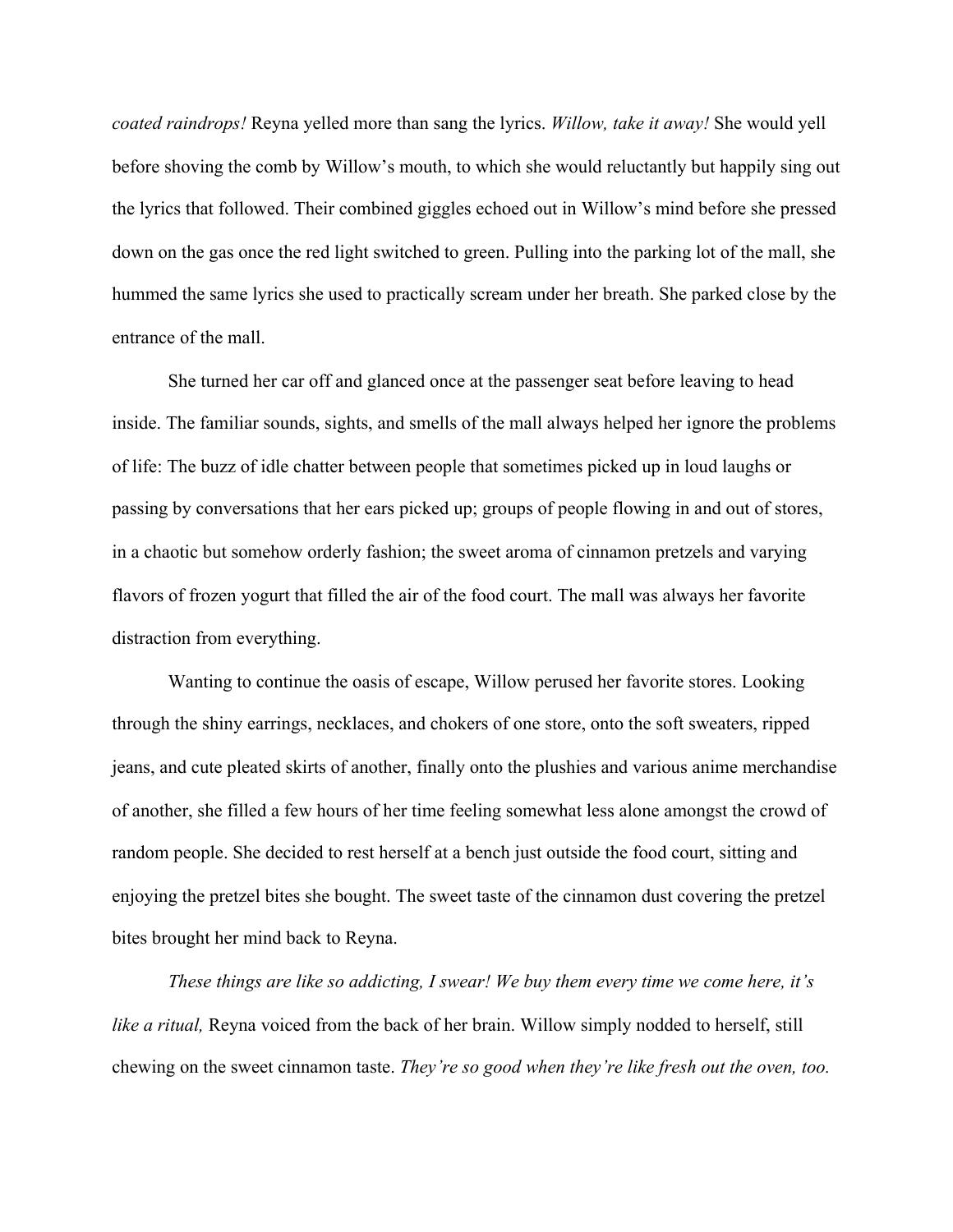*coated raindrops!* Reyna yelled more than sang the lyrics. *Willow, take it away!* She would yell before shoving the comb by Willow's mouth, to which she would reluctantly but happily sing out the lyrics that followed. Their combined giggles echoed out in Willow's mind before she pressed down on the gas once the red light switched to green. Pulling into the parking lot of the mall, she hummed the same lyrics she used to practically scream under her breath. She parked close by the entrance of the mall.

She turned her car off and glanced once at the passenger seat before leaving to head inside. The familiar sounds, sights, and smells of the mall always helped her ignore the problems of life: The buzz of idle chatter between people that sometimes picked up in loud laughs or passing by conversations that her ears picked up; groups of people flowing in and out of stores, in a chaotic but somehow orderly fashion; the sweet aroma of cinnamon pretzels and varying flavors of frozen yogurt that filled the air of the food court. The mall was always her favorite distraction from everything.

Wanting to continue the oasis of escape, Willow perused her favorite stores. Looking through the shiny earrings, necklaces, and chokers of one store, onto the soft sweaters, ripped jeans, and cute pleated skirts of another, finally onto the plushies and various anime merchandise of another, she filled a few hours of her time feeling somewhat less alone amongst the crowd of random people. She decided to rest herself at a bench just outside the food court, sitting and enjoying the pretzel bites she bought. The sweet taste of the cinnamon dust covering the pretzel bites brought her mind back to Reyna.

*These things are like so addicting, I swear! We buy them every time we come here, it's like a ritual,* Reyna voiced from the back of her brain. Willow simply nodded to herself, still chewing on the sweet cinnamon taste. *They're so good when they're like fresh out the oven, too.*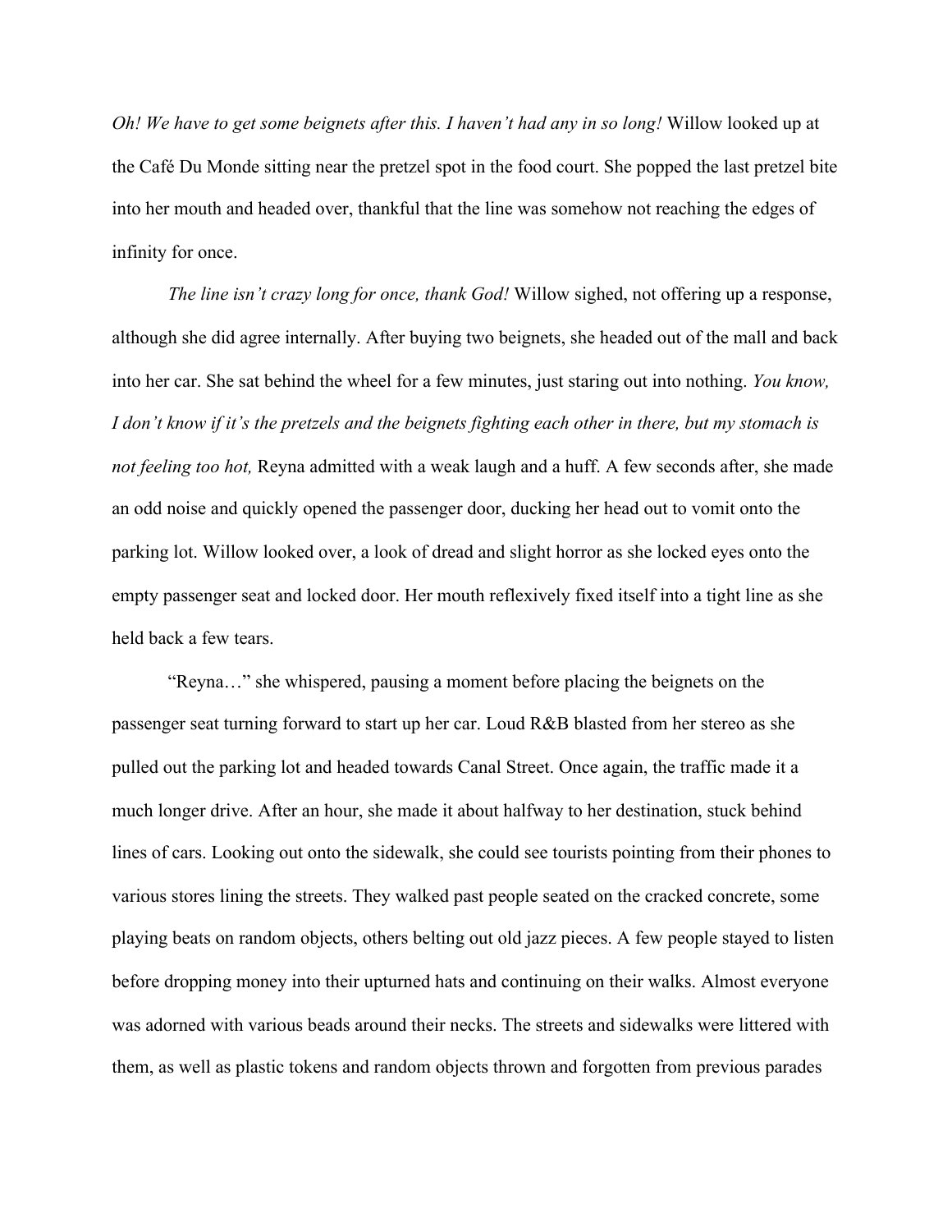*Oh! We have to get some beignets after this. I haven't had any in so long!* Willow looked up at the Café Du Monde sitting near the pretzel spot in the food court. She popped the last pretzel bite into her mouth and headed over, thankful that the line was somehow not reaching the edges of infinity for once.

*The line isn't crazy long for once, thank God!* Willow sighed, not offering up a response, although she did agree internally. After buying two beignets, she headed out of the mall and back into her car. She sat behind the wheel for a few minutes, just staring out into nothing. *You know, I don't know if it's the pretzels and the beignets fighting each other in there, but my stomach is not feeling too hot,* Reyna admitted with a weak laugh and a huff. A few seconds after, she made an odd noise and quickly opened the passenger door, ducking her head out to vomit onto the parking lot. Willow looked over, a look of dread and slight horror as she locked eyes onto the empty passenger seat and locked door. Her mouth reflexively fixed itself into a tight line as she held back a few tears.

"Reyna…" she whispered, pausing a moment before placing the beignets on the passenger seat turning forward to start up her car. Loud R&B blasted from her stereo as she pulled out the parking lot and headed towards Canal Street. Once again, the traffic made it a much longer drive. After an hour, she made it about halfway to her destination, stuck behind lines of cars. Looking out onto the sidewalk, she could see tourists pointing from their phones to various stores lining the streets. They walked past people seated on the cracked concrete, some playing beats on random objects, others belting out old jazz pieces. A few people stayed to listen before dropping money into their upturned hats and continuing on their walks. Almost everyone was adorned with various beads around their necks. The streets and sidewalks were littered with them, as well as plastic tokens and random objects thrown and forgotten from previous parades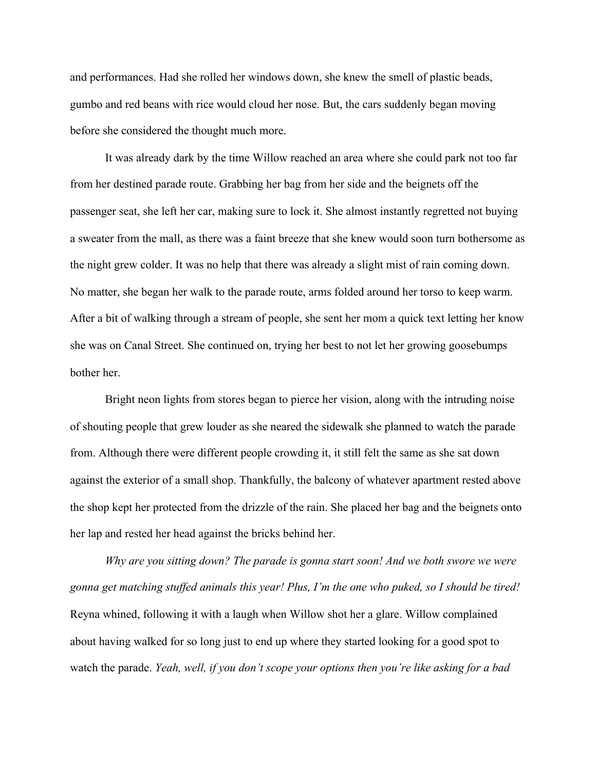and performances. Had she rolled her windows down, she knew the smell of plastic beads, gumbo and red beans with rice would cloud her nose. But, the cars suddenly began moving before she considered the thought much more.

It was already dark by the time Willow reached an area where she could park not too far from her destined parade route. Grabbing her bag from her side and the beignets off the passenger seat, she left her car, making sure to lock it. She almost instantly regretted not buying a sweater from the mall, as there was a faint breeze that she knew would soon turn bothersome as the night grew colder. It was no help that there was already a slight mist of rain coming down. No matter, she began her walk to the parade route, arms folded around her torso to keep warm. After a bit of walking through a stream of people, she sent her mom a quick text letting her know she was on Canal Street. She continued on, trying her best to not let her growing goosebumps bother her.

Bright neon lights from stores began to pierce her vision, along with the intruding noise of shouting people that grew louder as she neared the sidewalk she planned to watch the parade from. Although there were different people crowding it, it still felt the same as she sat down against the exterior of a small shop. Thankfully, the balcony of whatever apartment rested above the shop kept her protected from the drizzle of the rain. She placed her bag and the beignets onto her lap and rested her head against the bricks behind her.

*Why are you sitting down? The parade is gonna start soon! And we both swore we were gonna get matching stuffed animals this year! Plus, I'm the one who puked, so I should be tired!* Reyna whined, following it with a laugh when Willow shot her a glare. Willow complained about having walked for so long just to end up where they started looking for a good spot to watch the parade. *Yeah, well, if you don't scope your options then you're like asking for a bad*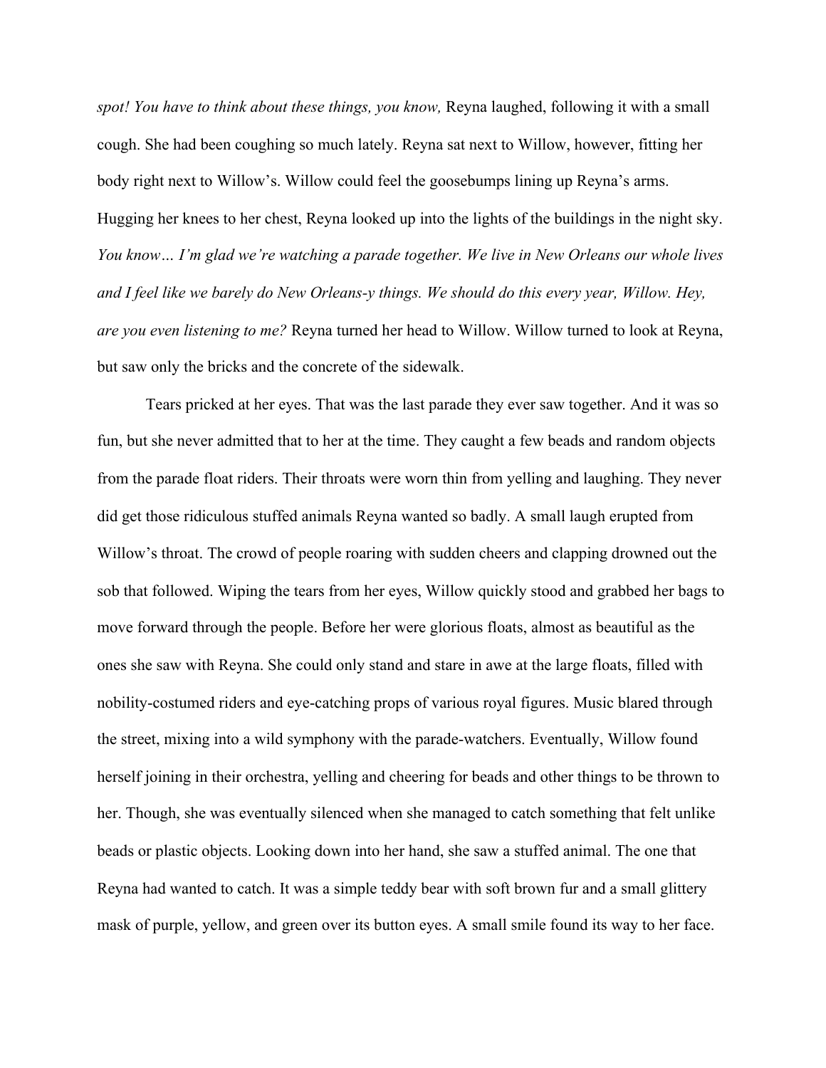*spot! You have to think about these things, you know,* Reyna laughed, following it with a small cough. She had been coughing so much lately. Reyna sat next to Willow, however, fitting her body right next to Willow's. Willow could feel the goosebumps lining up Reyna's arms. Hugging her knees to her chest, Reyna looked up into the lights of the buildings in the night sky. *You know… I'm glad we're watching a parade together. We live in New Orleans our whole lives and I feel like we barely do New Orleans-y things. We should do this every year, Willow. Hey, are you even listening to me?* Reyna turned her head to Willow. Willow turned to look at Reyna, but saw only the bricks and the concrete of the sidewalk.

Tears pricked at her eyes. That was the last parade they ever saw together. And it was so fun, but she never admitted that to her at the time. They caught a few beads and random objects from the parade float riders. Their throats were worn thin from yelling and laughing. They never did get those ridiculous stuffed animals Reyna wanted so badly. A small laugh erupted from Willow's throat. The crowd of people roaring with sudden cheers and clapping drowned out the sob that followed. Wiping the tears from her eyes, Willow quickly stood and grabbed her bags to move forward through the people. Before her were glorious floats, almost as beautiful as the ones she saw with Reyna. She could only stand and stare in awe at the large floats, filled with nobility-costumed riders and eye-catching props of various royal figures. Music blared through the street, mixing into a wild symphony with the parade-watchers. Eventually, Willow found herself joining in their orchestra, yelling and cheering for beads and other things to be thrown to her. Though, she was eventually silenced when she managed to catch something that felt unlike beads or plastic objects. Looking down into her hand, she saw a stuffed animal. The one that Reyna had wanted to catch. It was a simple teddy bear with soft brown fur and a small glittery mask of purple, yellow, and green over its button eyes. A small smile found its way to her face.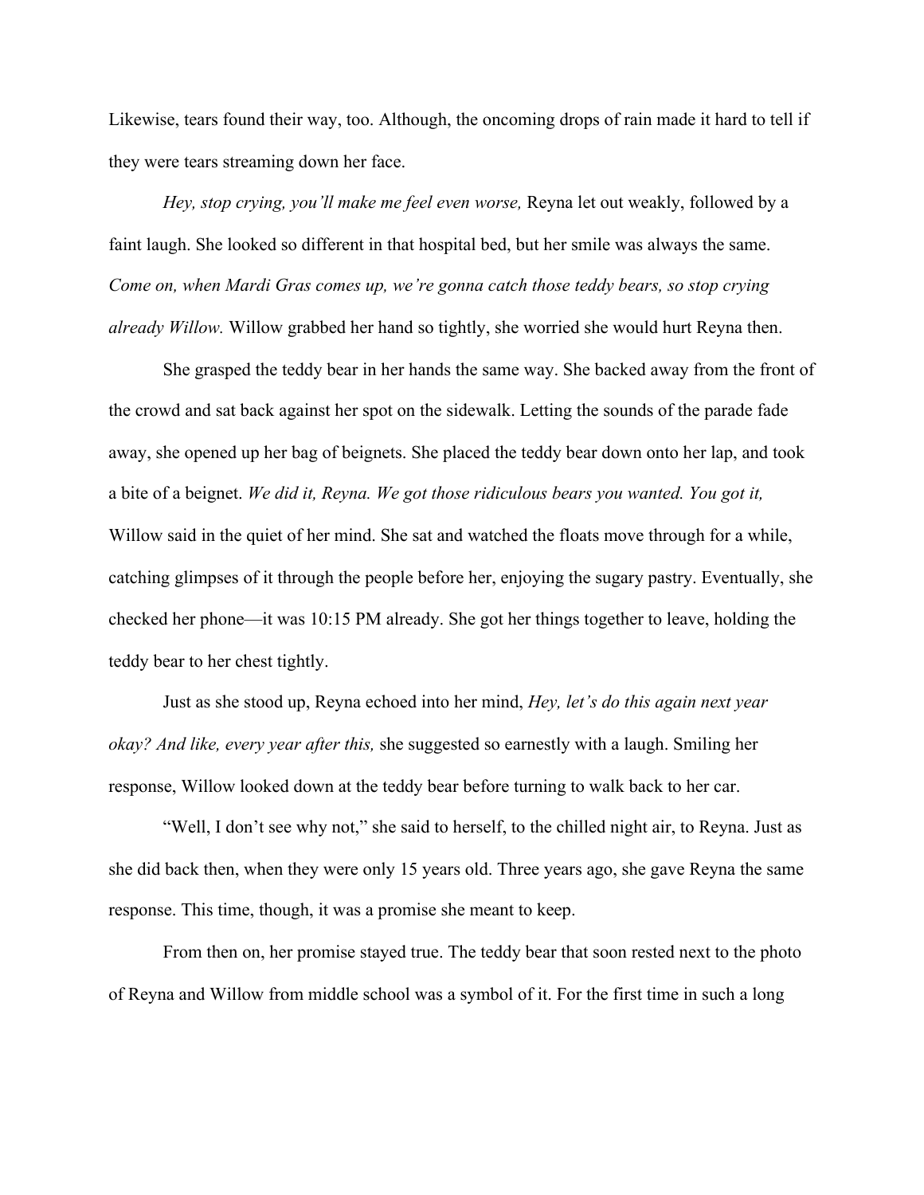Likewise, tears found their way, too. Although, the oncoming drops of rain made it hard to tell if they were tears streaming down her face.

*Hey, stop crying, you'll make me feel even worse,* Reyna let out weakly, followed by a faint laugh. She looked so different in that hospital bed, but her smile was always the same. *Come on, when Mardi Gras comes up, we're gonna catch those teddy bears, so stop crying already Willow.* Willow grabbed her hand so tightly, she worried she would hurt Reyna then.

She grasped the teddy bear in her hands the same way. She backed away from the front of the crowd and sat back against her spot on the sidewalk. Letting the sounds of the parade fade away, she opened up her bag of beignets. She placed the teddy bear down onto her lap, and took a bite of a beignet. *We did it, Reyna. We got those ridiculous bears you wanted. You got it,* Willow said in the quiet of her mind. She sat and watched the floats move through for a while, catching glimpses of it through the people before her, enjoying the sugary pastry. Eventually, she checked her phone—it was 10:15 PM already. She got her things together to leave, holding the teddy bear to her chest tightly.

Just as she stood up, Reyna echoed into her mind, *Hey, let's do this again next year okay? And like, every year after this,* she suggested so earnestly with a laugh. Smiling her response, Willow looked down at the teddy bear before turning to walk back to her car.

"Well, I don't see why not," she said to herself, to the chilled night air, to Reyna. Just as she did back then, when they were only 15 years old. Three years ago, she gave Reyna the same response. This time, though, it was a promise she meant to keep.

From then on, her promise stayed true. The teddy bear that soon rested next to the photo of Reyna and Willow from middle school was a symbol of it. For the first time in such a long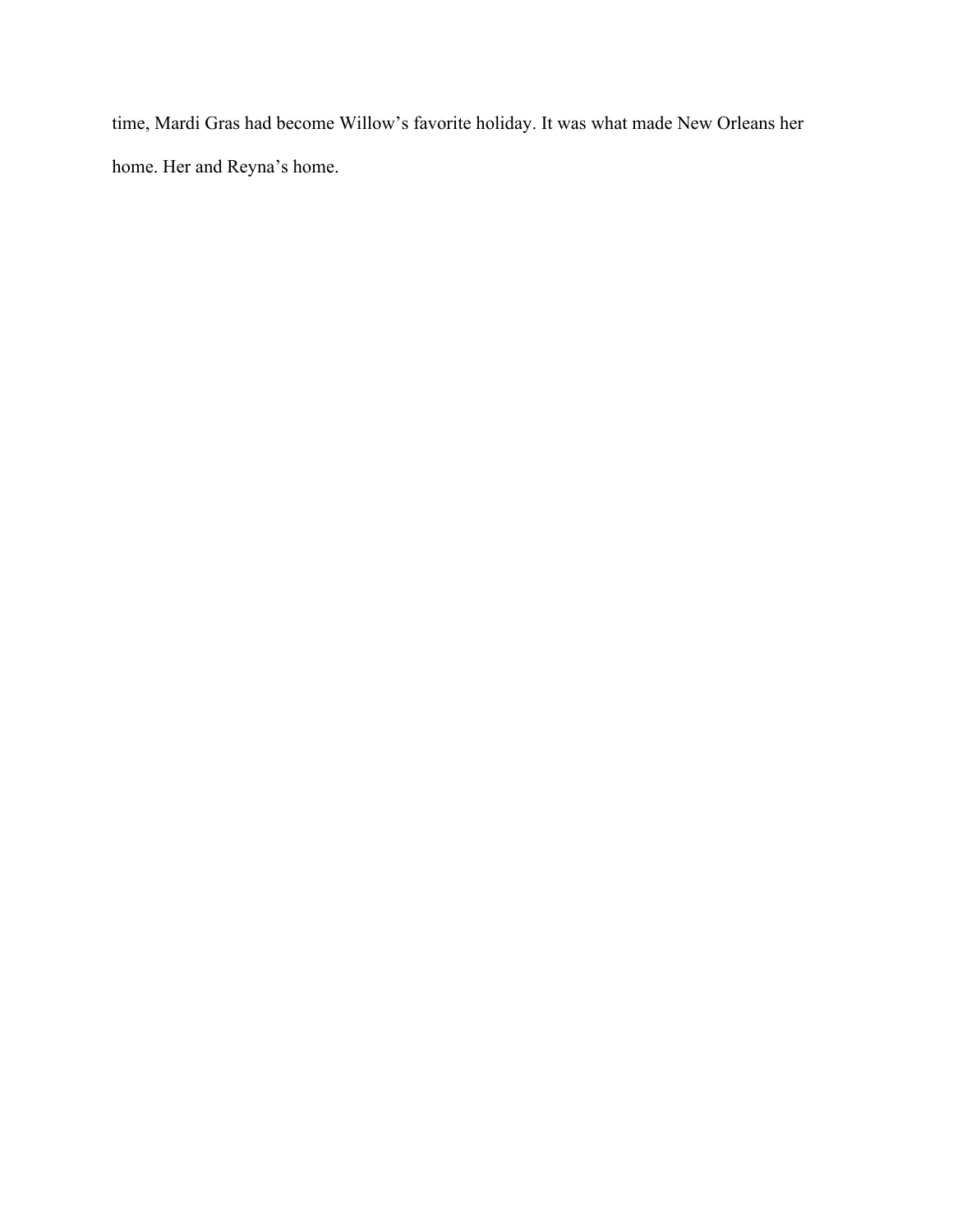time, Mardi Gras had become Willow’s favorite holiday. It was what made New Orleans her home. Her and Reyna’s home.